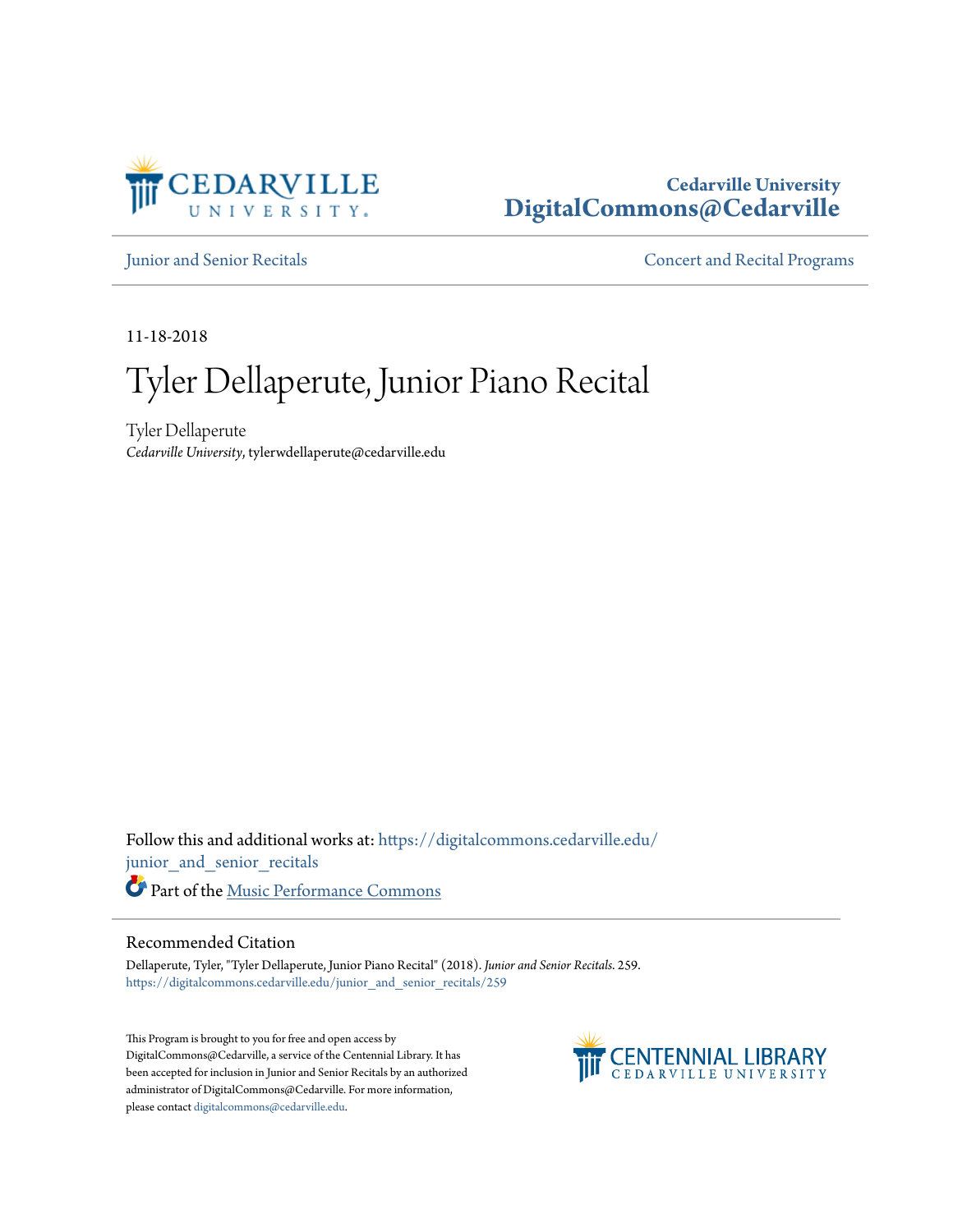Cedarville University
DigitalCommons@Cedarville

Junior and Senior Recitals | Concert and Recital Programs

11-18-2018

# Tyler Dellaperute, Junior Piano Recital

Tyler Dellaperute
*Cedarville University*, tylerwdellaperute@cedarville.edu

Follow this and additional works at: https://digitalcommons.cedarville.edu/junior_and_senior_recitals

Part of the Music Performance Commons

## Recommended Citation

Dellaperute, Tyler, "Tyler Dellaperute, Junior Piano Recital" (2018). *Junior and Senior Recitals*. 259.
https://digitalcommons.cedarville.edu/junior_and_senior_recitals/259

This Program is brought to you for free and open access by DigitalCommons@Cedarville, a service of the Centennial Library. It has been accepted for inclusion in Junior and Senior Recitals by an authorized administrator of DigitalCommons@Cedarville. For more information, please contact digitalcommons@cedarville.edu.

CENTENNIAL LIBRARY
CEDARVILLE UNIVERSITY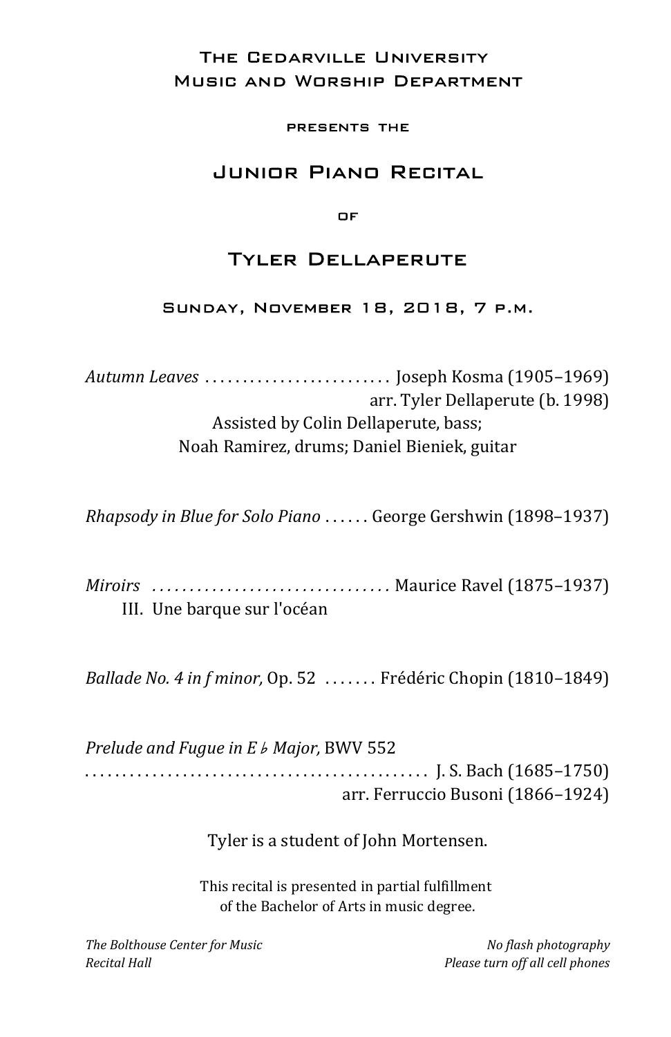The Cedarville University
Music and Worship Department

presents the

# Junior Piano Recital

of

## Tyler Dellaperute

Sunday, November 18, 2018, 7 p.m.

*Autumn Leaves* . . . . . . . . . . . . . . . . . . . . . . . . . Joseph Kosma (1905–1969)
arr. Tyler Dellaperute (b. 1998)
Assisted by Colin Dellaperute, bass;
Noah Ramirez, drums; Daniel Bieniek, guitar

*Rhapsody in Blue for Solo Piano* . . . . . . George Gershwin (1898–1937)

*Miroirs* . . . . . . . . . . . . . . . . . . . . . . . . . . . . . . . . Maurice Ravel (1875–1937)
III. Une barque sur l'océan

*Ballade No. 4 in f minor,* Op. 52 . . . . . . . Frédéric Chopin (1810–1849)

*Prelude and Fugue in E♭ Major,* BWV 552
. . . . . . . . . . . . . . . . . . . . . . . . . . . . . . . . . . . . . . . . . . . . . J. S. Bach (1685–1750)
arr. Ferruccio Busoni (1866–1924)

Tyler is a student of John Mortensen.

This recital is presented in partial fulfillment
of the Bachelor of Arts in music degree.

*The Bolthouse Center for Music*
*Recital Hall*

*No flash photography*
*Please turn off all cell phones*